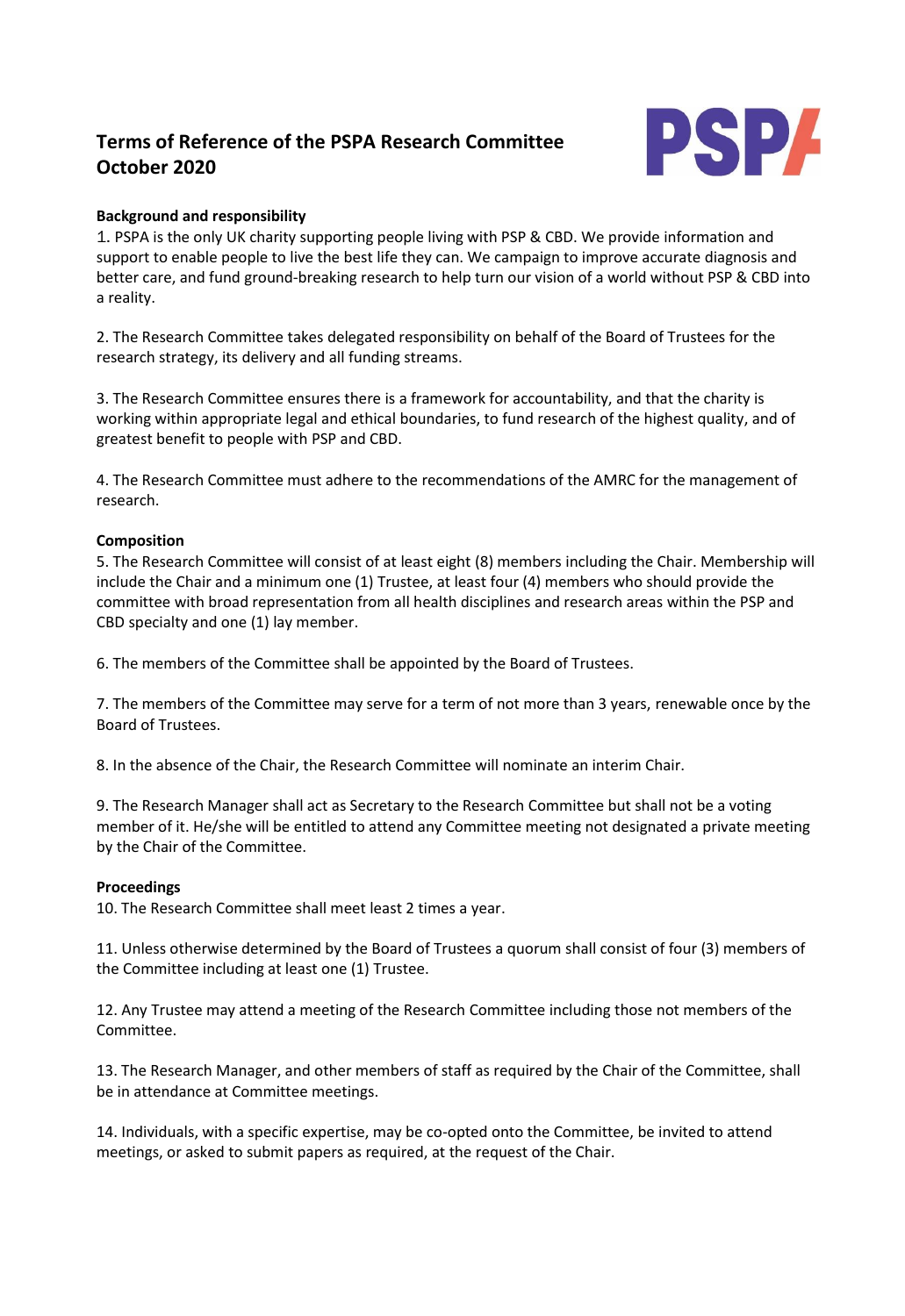# Terms of Reference of the PSPA Research Committee
# October 2020

**Background and responsibility**

1. PSPA is the only UK charity supporting people living with PSP & CBD. We provide information and support to enable people to live the best life they can. We campaign to improve accurate diagnosis and better care, and fund ground-breaking research to help turn our vision of a world without PSP & CBD into a reality.

2. The Research Committee takes delegated responsibility on behalf of the Board of Trustees for the research strategy, its delivery and all funding streams.

3. The Research Committee ensures there is a framework for accountability, and that the charity is working within appropriate legal and ethical boundaries, to fund research of the highest quality, and of greatest benefit to people with PSP and CBD.

4. The Research Committee must adhere to the recommendations of the AMRC for the management of research.

**Composition**

5. The Research Committee will consist of at least eight (8) members including the Chair. Membership will include the Chair and a minimum one (1) Trustee, at least four (4) members who should provide the committee with broad representation from all health disciplines and research areas within the PSP and CBD specialty and one (1) lay member.

6. The members of the Committee shall be appointed by the Board of Trustees.

7. The members of the Committee may serve for a term of not more than 3 years, renewable once by the Board of Trustees.

8. In the absence of the Chair, the Research Committee will nominate an interim Chair.

9. The Research Manager shall act as Secretary to the Research Committee but shall not be a voting member of it. He/she will be entitled to attend any Committee meeting not designated a private meeting by the Chair of the Committee.

**Proceedings**

10. The Research Committee shall meet least 2 times a year.

11. Unless otherwise determined by the Board of Trustees a quorum shall consist of four (3) members of the Committee including at least one (1) Trustee.

12. Any Trustee may attend a meeting of the Research Committee including those not members of the Committee.

13. The Research Manager, and other members of staff as required by the Chair of the Committee, shall be in attendance at Committee meetings.

14. Individuals, with a specific expertise, may be co-opted onto the Committee, be invited to attend meetings, or asked to submit papers as required, at the request of the Chair.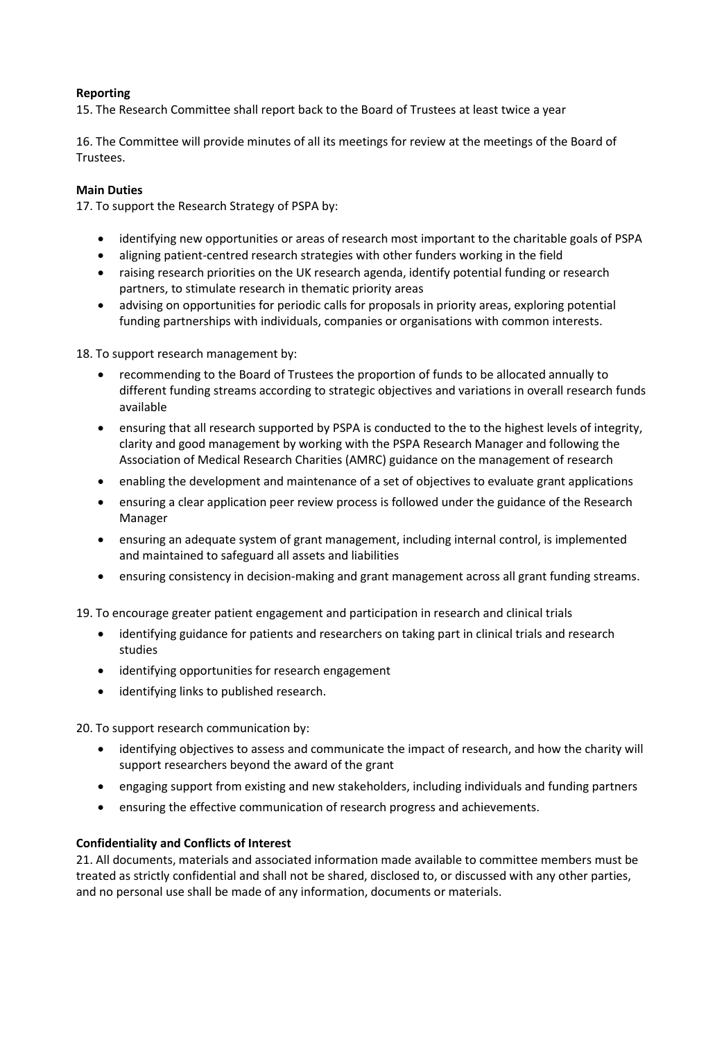**Reporting**

15. The Research Committee shall report back to the Board of Trustees at least twice a year

16. The Committee will provide minutes of all its meetings for review at the meetings of the Board of Trustees.

**Main Duties**

17. To support the Research Strategy of PSPA by:

- identifying new opportunities or areas of research most important to the charitable goals of PSPA
- aligning patient-centred research strategies with other funders working in the field
- raising research priorities on the UK research agenda, identify potential funding or research partners, to stimulate research in thematic priority areas
- advising on opportunities for periodic calls for proposals in priority areas, exploring potential funding partnerships with individuals, companies or organisations with common interests.

18. To support research management by:

- recommending to the Board of Trustees the proportion of funds to be allocated annually to different funding streams according to strategic objectives and variations in overall research funds available
- ensuring that all research supported by PSPA is conducted to the to the highest levels of integrity, clarity and good management by working with the PSPA Research Manager and following the Association of Medical Research Charities (AMRC) guidance on the management of research
- enabling the development and maintenance of a set of objectives to evaluate grant applications
- ensuring a clear application peer review process is followed under the guidance of the Research Manager
- ensuring an adequate system of grant management, including internal control, is implemented and maintained to safeguard all assets and liabilities
- ensuring consistency in decision-making and grant management across all grant funding streams.

19. To encourage greater patient engagement and participation in research and clinical trials

- identifying guidance for patients and researchers on taking part in clinical trials and research studies
- identifying opportunities for research engagement
- identifying links to published research.

20. To support research communication by:

- identifying objectives to assess and communicate the impact of research, and how the charity will support researchers beyond the award of the grant
- engaging support from existing and new stakeholders, including individuals and funding partners
- ensuring the effective communication of research progress and achievements.

**Confidentiality and Conflicts of Interest**

21. All documents, materials and associated information made available to committee members must be treated as strictly confidential and shall not be shared, disclosed to, or discussed with any other parties, and no personal use shall be made of any information, documents or materials.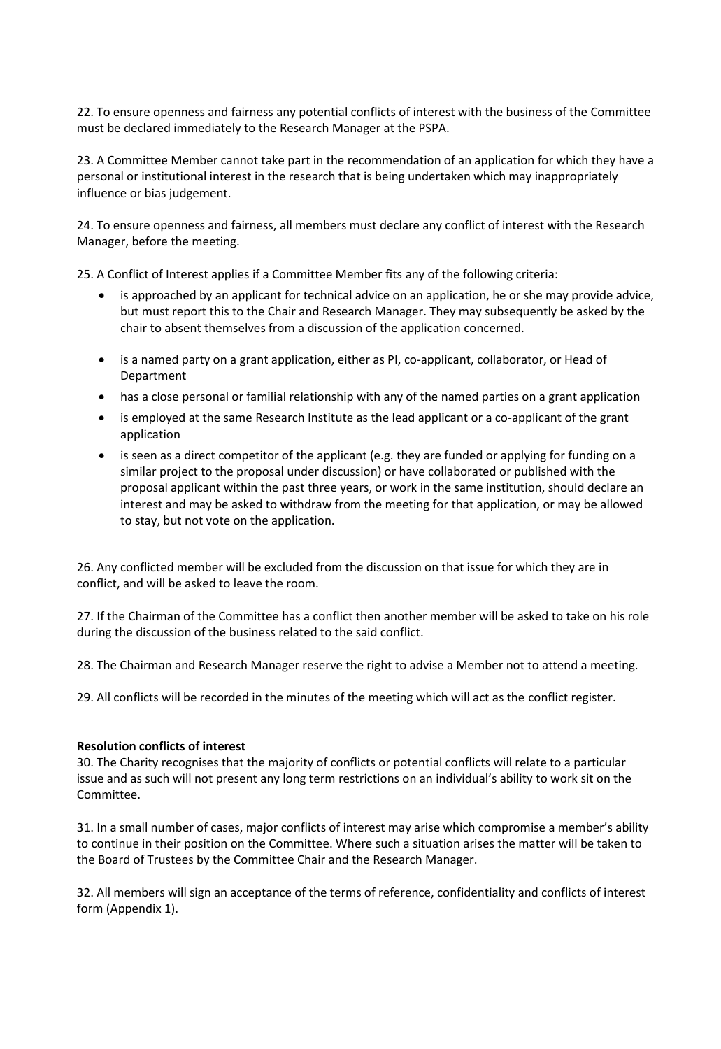22. To ensure openness and fairness any potential conflicts of interest with the business of the Committee must be declared immediately to the Research Manager at the PSPA.

23. A Committee Member cannot take part in the recommendation of an application for which they have a personal or institutional interest in the research that is being undertaken which may inappropriately influence or bias judgement.

24. To ensure openness and fairness, all members must declare any conflict of interest with the Research Manager, before the meeting.

25. A Conflict of Interest applies if a Committee Member fits any of the following criteria:

- is approached by an applicant for technical advice on an application, he or she may provide advice, but must report this to the Chair and Research Manager. They may subsequently be asked by the chair to absent themselves from a discussion of the application concerned.
- is a named party on a grant application, either as PI, co-applicant, collaborator, or Head of Department
- has a close personal or familial relationship with any of the named parties on a grant application
- is employed at the same Research Institute as the lead applicant or a co-applicant of the grant application
- is seen as a direct competitor of the applicant (e.g. they are funded or applying for funding on a similar project to the proposal under discussion) or have collaborated or published with the proposal applicant within the past three years, or work in the same institution, should declare an interest and may be asked to withdraw from the meeting for that application, or may be allowed to stay, but not vote on the application.

26. Any conflicted member will be excluded from the discussion on that issue for which they are in conflict, and will be asked to leave the room.

27. If the Chairman of the Committee has a conflict then another member will be asked to take on his role during the discussion of the business related to the said conflict.

28. The Chairman and Research Manager reserve the right to advise a Member not to attend a meeting.

29. All conflicts will be recorded in the minutes of the meeting which will act as the conflict register.

**Resolution conflicts of interest**

30. The Charity recognises that the majority of conflicts or potential conflicts will relate to a particular issue and as such will not present any long term restrictions on an individual's ability to work sit on the Committee.

31. In a small number of cases, major conflicts of interest may arise which compromise a member's ability to continue in their position on the Committee. Where such a situation arises the matter will be taken to the Board of Trustees by the Committee Chair and the Research Manager.

32. All members will sign an acceptance of the terms of reference, confidentiality and conflicts of interest form (Appendix 1).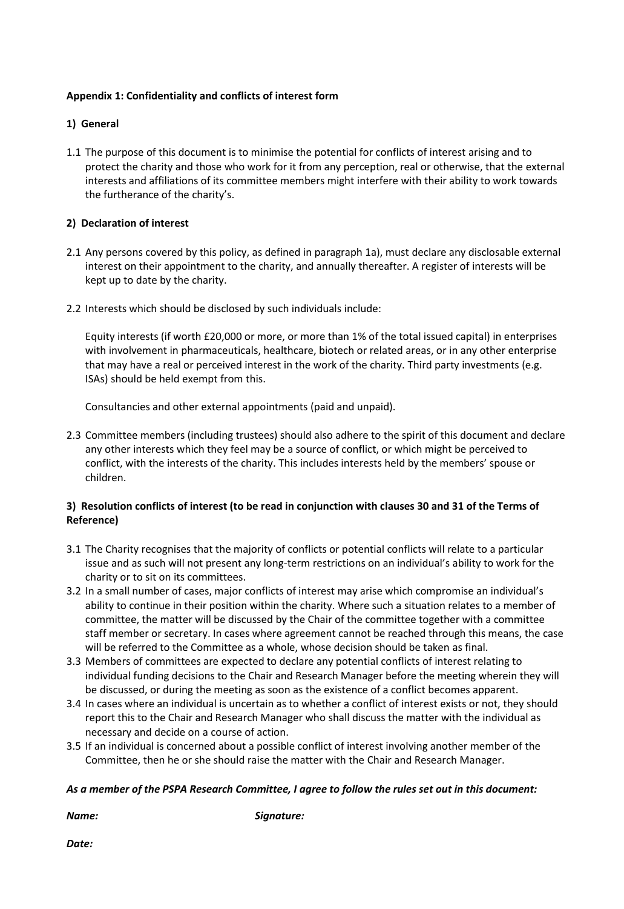**Appendix 1: Confidentiality and conflicts of interest form**

**1) General**

1.1 The purpose of this document is to minimise the potential for conflicts of interest arising and to protect the charity and those who work for it from any perception, real or otherwise, that the external interests and affiliations of its committee members might interfere with their ability to work towards the furtherance of the charity's.

**2) Declaration of interest**

2.1 Any persons covered by this policy, as defined in paragraph 1a), must declare any disclosable external interest on their appointment to the charity, and annually thereafter. A register of interests will be kept up to date by the charity.

2.2 Interests which should be disclosed by such individuals include:

Equity interests (if worth £20,000 or more, or more than 1% of the total issued capital) in enterprises with involvement in pharmaceuticals, healthcare, biotech or related areas, or in any other enterprise that may have a real or perceived interest in the work of the charity. Third party investments (e.g. ISAs) should be held exempt from this.

Consultancies and other external appointments (paid and unpaid).

2.3 Committee members (including trustees) should also adhere to the spirit of this document and declare any other interests which they feel may be a source of conflict, or which might be perceived to conflict, with the interests of the charity. This includes interests held by the members' spouse or children.

**3) Resolution conflicts of interest (to be read in conjunction with clauses 30 and 31 of the Terms of Reference)**

3.1 The Charity recognises that the majority of conflicts or potential conflicts will relate to a particular issue and as such will not present any long-term restrictions on an individual's ability to work for the charity or to sit on its committees.
3.2 In a small number of cases, major conflicts of interest may arise which compromise an individual's ability to continue in their position within the charity. Where such a situation relates to a member of committee, the matter will be discussed by the Chair of the committee together with a committee staff member or secretary. In cases where agreement cannot be reached through this means, the case will be referred to the Committee as a whole, whose decision should be taken as final.
3.3 Members of committees are expected to declare any potential conflicts of interest relating to individual funding decisions to the Chair and Research Manager before the meeting wherein they will be discussed, or during the meeting as soon as the existence of a conflict becomes apparent.
3.4 In cases where an individual is uncertain as to whether a conflict of interest exists or not, they should report this to the Chair and Research Manager who shall discuss the matter with the individual as necessary and decide on a course of action.
3.5 If an individual is concerned about a possible conflict of interest involving another member of the Committee, then he or she should raise the matter with the Chair and Research Manager.

***As a member of the PSPA Research Committee, I agree to follow the rules set out in this document:***

***Name:*** ***Signature:***

***Date:***